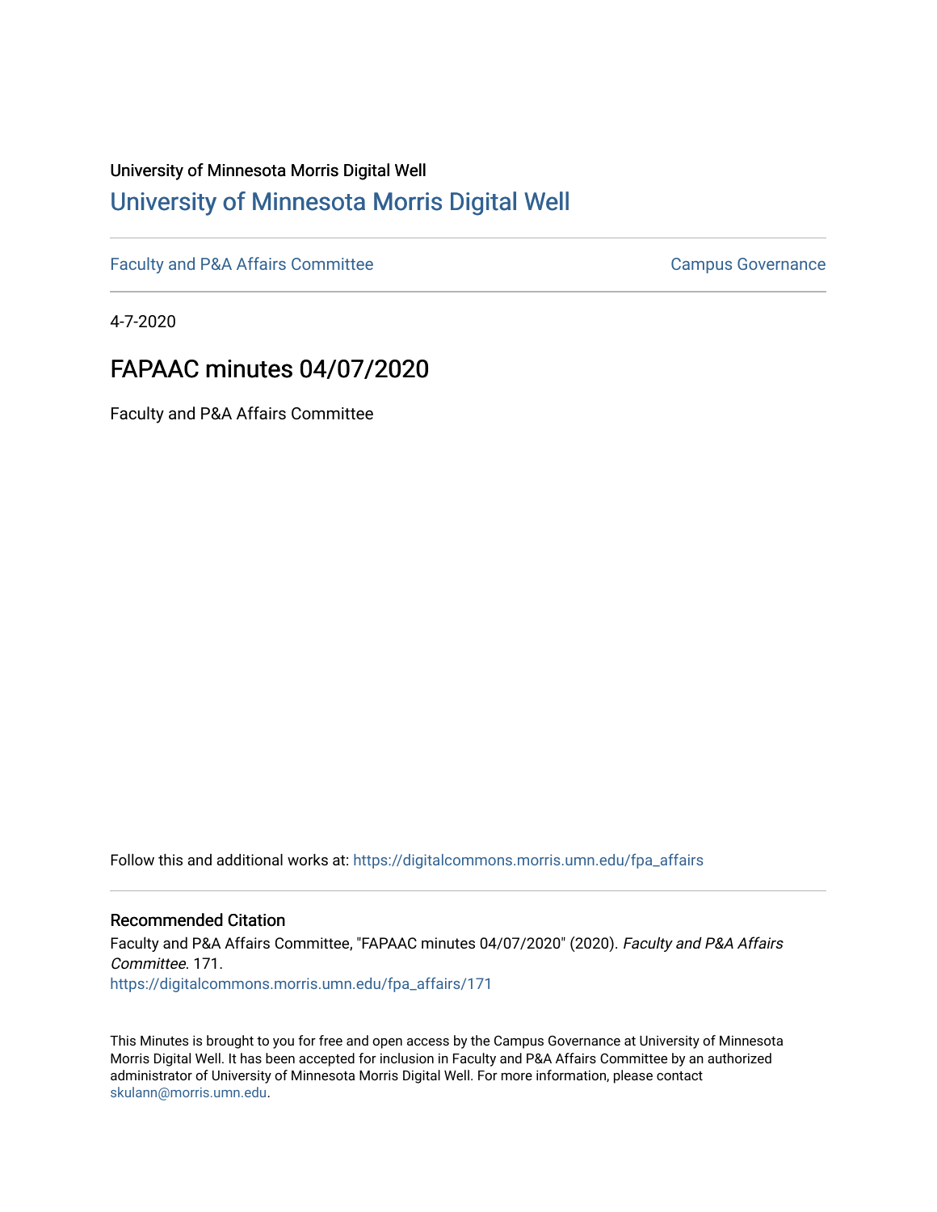University of Minnesota Morris Digital Well

# University of Minnesota Morris Digital Well

Faculty and P&A Affairs Committee

Campus Governance

4-7-2020

## FAPAAC minutes 04/07/2020

Faculty and P&A Affairs Committee

Follow this and additional works at: https://digitalcommons.morris.umn.edu/fpa_affairs

### Recommended Citation

Faculty and P&A Affairs Committee, "FAPAAC minutes 04/07/2020" (2020). *Faculty and P&A Affairs Committee*. 171.
https://digitalcommons.morris.umn.edu/fpa_affairs/171

This Minutes is brought to you for free and open access by the Campus Governance at University of Minnesota Morris Digital Well. It has been accepted for inclusion in Faculty and P&A Affairs Committee by an authorized administrator of University of Minnesota Morris Digital Well. For more information, please contact skulann@morris.umn.edu.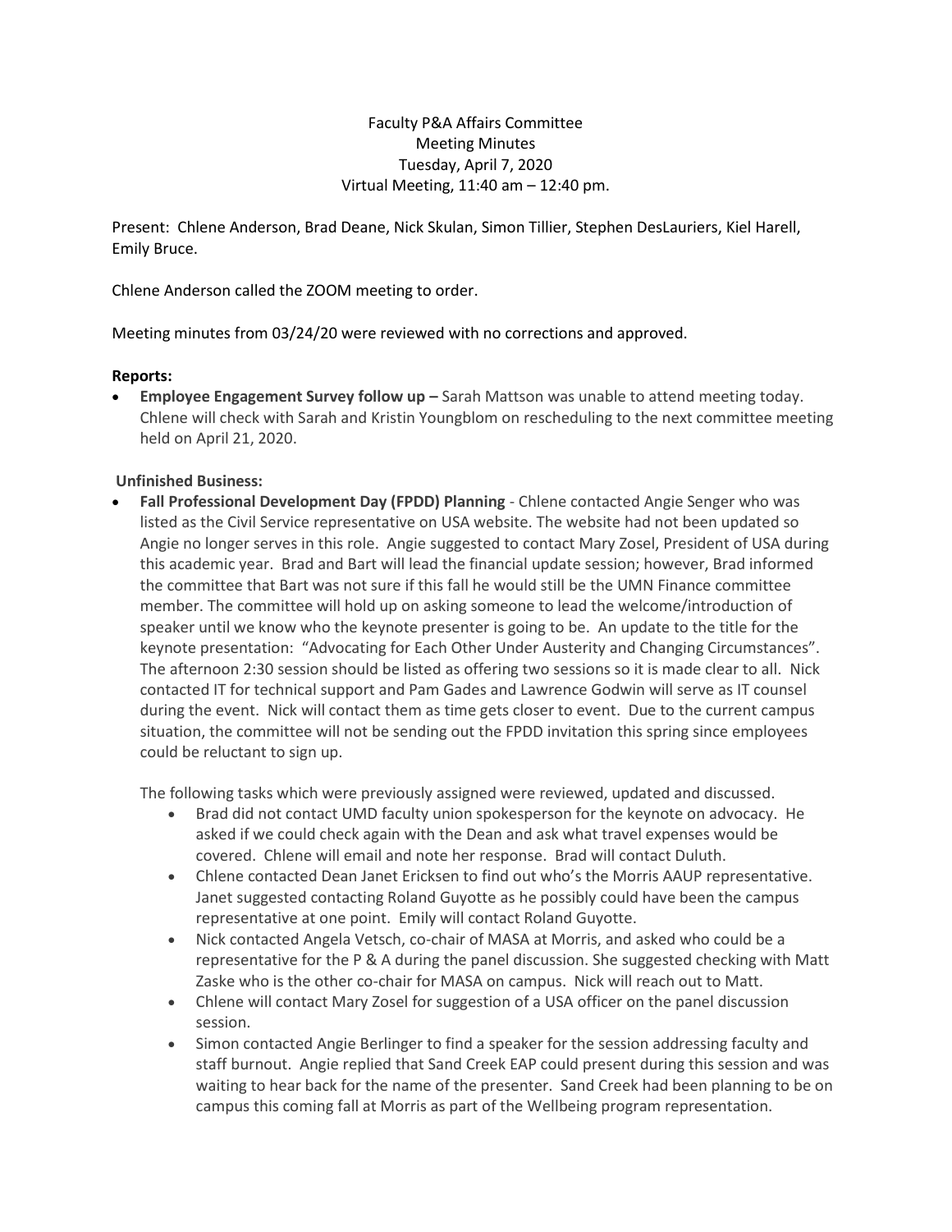Faculty P&A Affairs Committee
Meeting Minutes
Tuesday, April 7, 2020
Virtual Meeting, 11:40 am – 12:40 pm.

Present: Chlene Anderson, Brad Deane, Nick Skulan, Simon Tillier, Stephen DesLauriers, Kiel Harell, Emily Bruce.

Chlene Anderson called the ZOOM meeting to order.

Meeting minutes from 03/24/20 were reviewed with no corrections and approved.

**Reports:**

- **Employee Engagement Survey follow up –** Sarah Mattson was unable to attend meeting today. Chlene will check with Sarah and Kristin Youngblom on rescheduling to the next committee meeting held on April 21, 2020.

**Unfinished Business:**

- **Fall Professional Development Day (FPDD) Planning** - Chlene contacted Angie Senger who was listed as the Civil Service representative on USA website. The website had not been updated so Angie no longer serves in this role. Angie suggested to contact Mary Zosel, President of USA during this academic year. Brad and Bart will lead the financial update session; however, Brad informed the committee that Bart was not sure if this fall he would still be the UMN Finance committee member. The committee will hold up on asking someone to lead the welcome/introduction of speaker until we know who the keynote presenter is going to be. An update to the title for the keynote presentation: "Advocating for Each Other Under Austerity and Changing Circumstances". The afternoon 2:30 session should be listed as offering two sessions so it is made clear to all. Nick contacted IT for technical support and Pam Gades and Lawrence Godwin will serve as IT counsel during the event. Nick will contact them as time gets closer to event. Due to the current campus situation, the committee will not be sending out the FPDD invitation this spring since employees could be reluctant to sign up.

  The following tasks which were previously assigned were reviewed, updated and discussed.

  - Brad did not contact UMD faculty union spokesperson for the keynote on advocacy. He asked if we could check again with the Dean and ask what travel expenses would be covered. Chlene will email and note her response. Brad will contact Duluth.
  - Chlene contacted Dean Janet Ericksen to find out who's the Morris AAUP representative. Janet suggested contacting Roland Guyotte as he possibly could have been the campus representative at one point. Emily will contact Roland Guyotte.
  - Nick contacted Angela Vetsch, co-chair of MASA at Morris, and asked who could be a representative for the P & A during the panel discussion. She suggested checking with Matt Zaske who is the other co-chair for MASA on campus. Nick will reach out to Matt.
  - Chlene will contact Mary Zosel for suggestion of a USA officer on the panel discussion session.
  - Simon contacted Angie Berlinger to find a speaker for the session addressing faculty and staff burnout. Angie replied that Sand Creek EAP could present during this session and was waiting to hear back for the name of the presenter. Sand Creek had been planning to be on campus this coming fall at Morris as part of the Wellbeing program representation.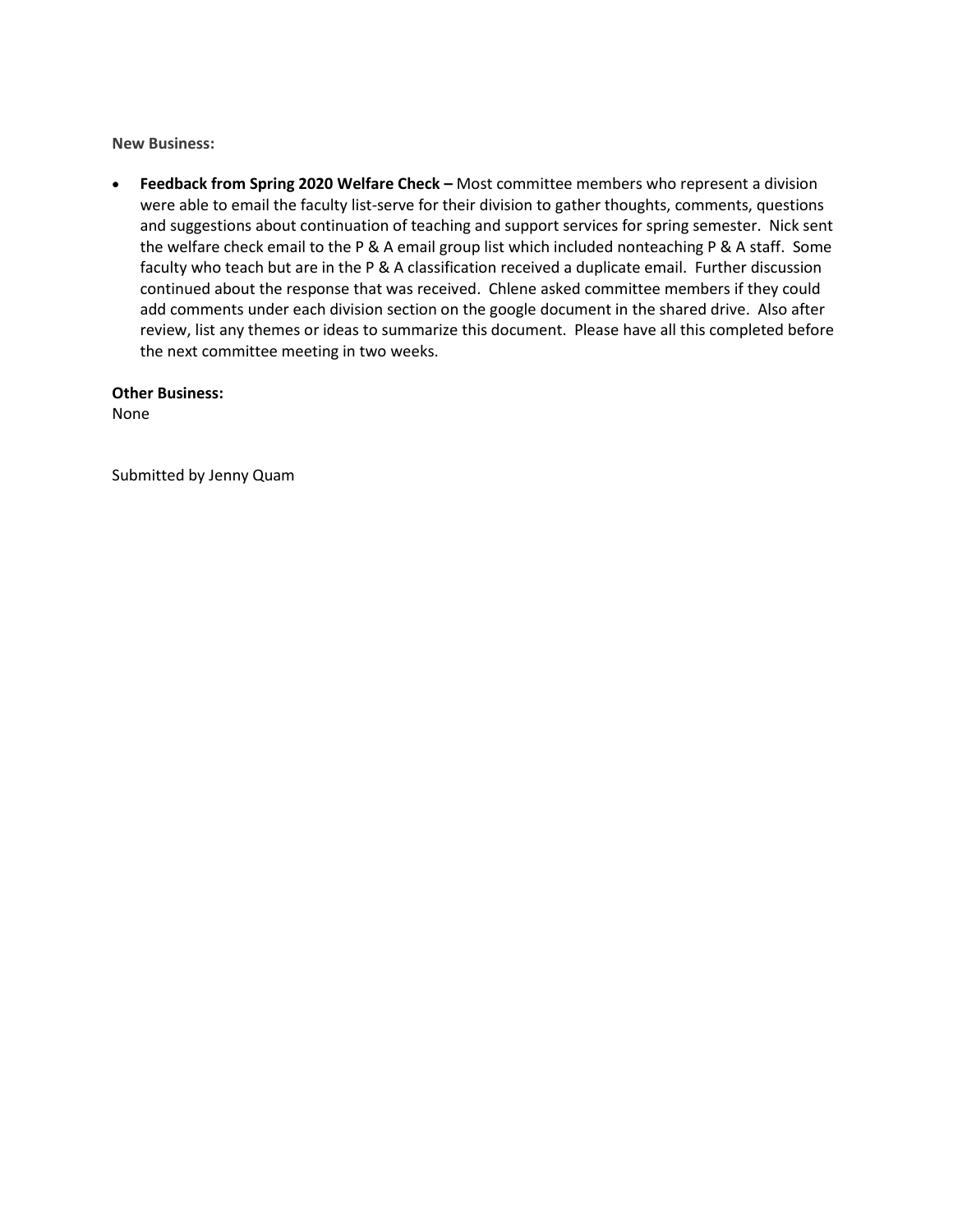**New Business:**

- **Feedback from Spring 2020 Welfare Check –** Most committee members who represent a division were able to email the faculty list-serve for their division to gather thoughts, comments, questions and suggestions about continuation of teaching and support services for spring semester. Nick sent the welfare check email to the P & A email group list which included nonteaching P & A staff. Some faculty who teach but are in the P & A classification received a duplicate email. Further discussion continued about the response that was received. Chlene asked committee members if they could add comments under each division section on the google document in the shared drive. Also after review, list any themes or ideas to summarize this document. Please have all this completed before the next committee meeting in two weeks.

**Other Business:**
None

Submitted by Jenny Quam